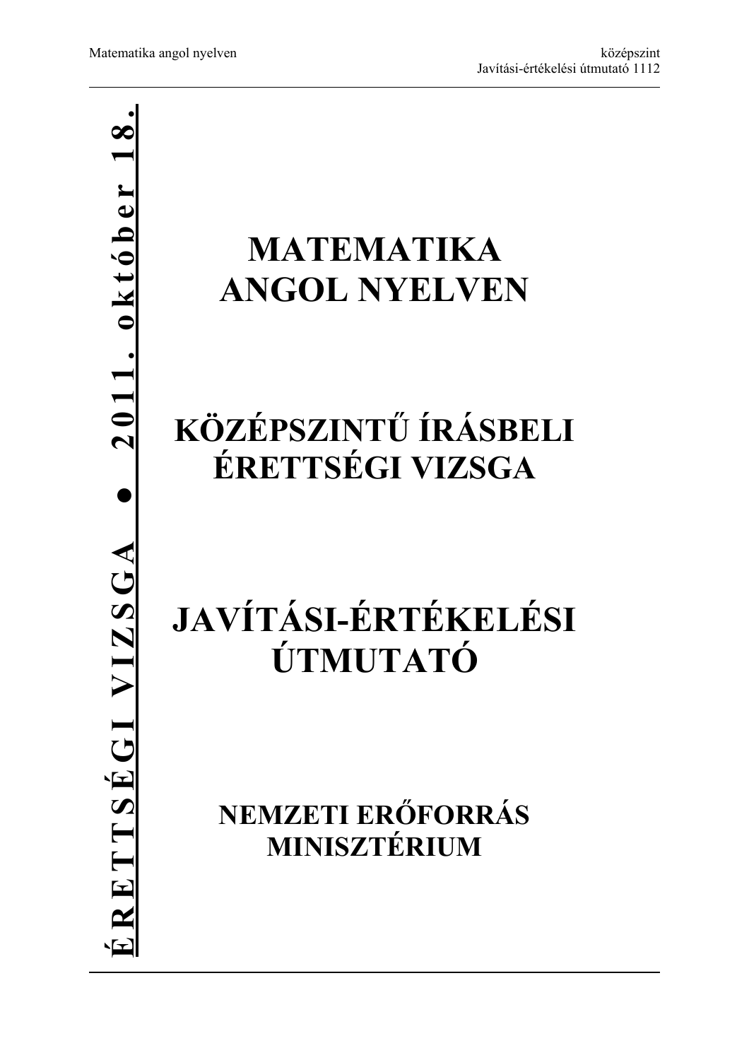**ÉRETTSÉGI VIZSGA ● 2011. október 18.**

# MATEMATIKA ANGOL NYELVEN

# KÖZÉPSZINTŰ ÍRÁSBELI ÉRETTSÉGI VIZSGA

# JAVÍTÁSI-ÉRTÉKELÉSI ÚTMUTATÓ

## NEMZETI ERŐFORRÁS MINISZTÉRIUM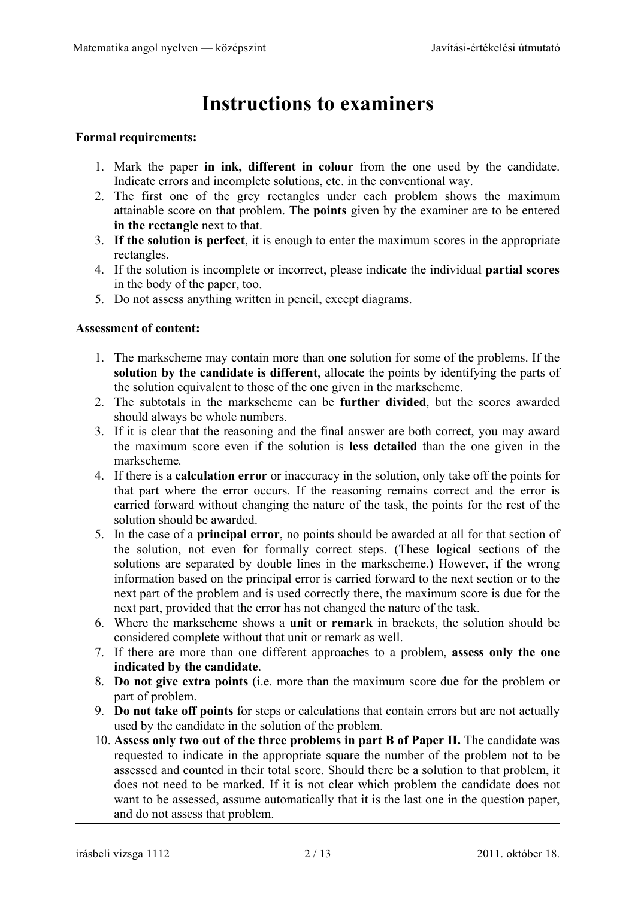# Instructions to examiners

**Formal requirements:**

1. Mark the paper **in ink, different in colour** from the one used by the candidate. Indicate errors and incomplete solutions, etc. in the conventional way.
2. The first one of the grey rectangles under each problem shows the maximum attainable score on that problem. The **points** given by the examiner are to be entered **in the rectangle** next to that.
3. **If the solution is perfect**, it is enough to enter the maximum scores in the appropriate rectangles.
4. If the solution is incomplete or incorrect, please indicate the individual **partial scores** in the body of the paper, too.
5. Do not assess anything written in pencil, except diagrams.

**Assessment of content:**

1. The markscheme may contain more than one solution for some of the problems. If the **solution by the candidate is different**, allocate the points by identifying the parts of the solution equivalent to those of the one given in the markscheme.
2. The subtotals in the markscheme can be **further divided**, but the scores awarded should always be whole numbers.
3. If it is clear that the reasoning and the final answer are both correct, you may award the maximum score even if the solution is **less detailed** than the one given in the markscheme.
4. If there is a **calculation error** or inaccuracy in the solution, only take off the points for that part where the error occurs. If the reasoning remains correct and the error is carried forward without changing the nature of the task, the points for the rest of the solution should be awarded.
5. In the case of a **principal error**, no points should be awarded at all for that section of the solution, not even for formally correct steps. (These logical sections of the solutions are separated by double lines in the markscheme.) However, if the wrong information based on the principal error is carried forward to the next section or to the next part of the problem and is used correctly there, the maximum score is due for the next part, provided that the error has not changed the nature of the task.
6. Where the markscheme shows a **unit** or **remark** in brackets, the solution should be considered complete without that unit or remark as well.
7. If there are more than one different approaches to a problem, **assess only the one indicated by the candidate**.
8. **Do not give extra points** (i.e. more than the maximum score due for the problem or part of problem.
9. **Do not take off points** for steps or calculations that contain errors but are not actually used by the candidate in the solution of the problem.
10. **Assess only two out of the three problems in part B of Paper II.** The candidate was requested to indicate in the appropriate square the number of the problem not to be assessed and counted in their total score. Should there be a solution to that problem, it does not need to be marked. If it is not clear which problem the candidate does not want to be assessed, assume automatically that it is the last one in the question paper, and do not assess that problem.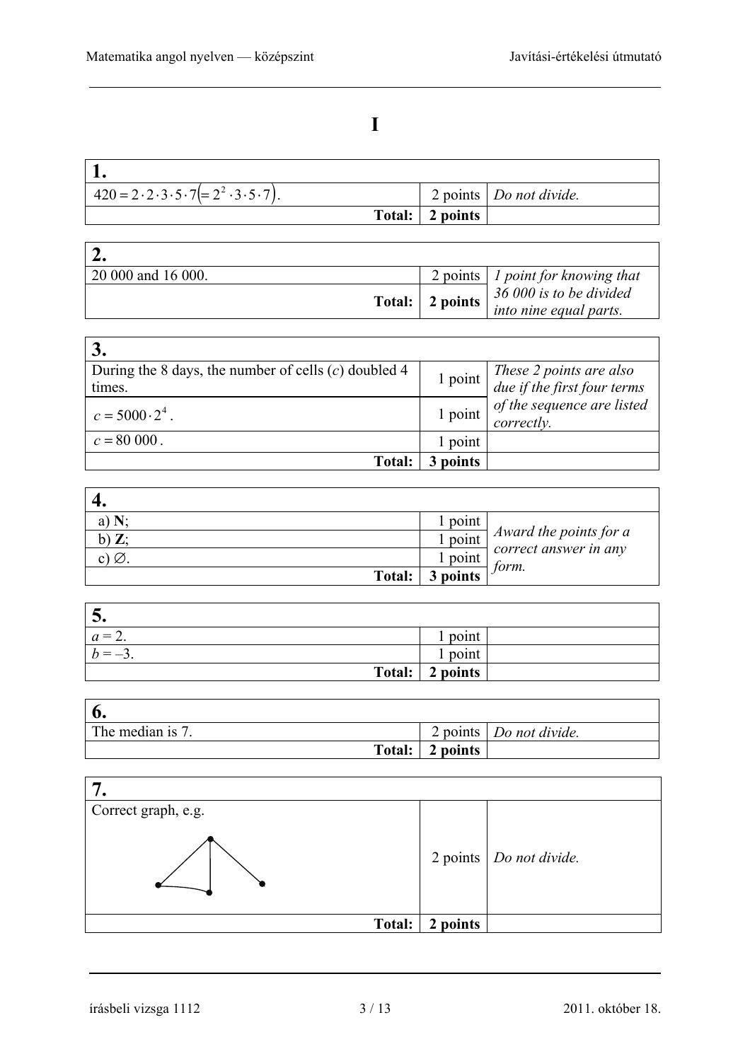# I

| **1.** | | |
|---|---|---|
| $420 = 2 \cdot 2 \cdot 3 \cdot 5 \cdot 7 \left(= 2^2 \cdot 3 \cdot 5 \cdot 7\right)$. | 2 points | *Do not divide.* |
| **Total:** | **2 points** | |

| **2.** | | |
|---|---|---|
| 20 000 and 16 000. | 2 points | *1 point for knowing that 36 000 is to be divided into nine equal parts.* |
| **Total:** | **2 points** | |

| **3.** | | |
|---|---|---|
| During the 8 days, the number of cells ($c$) doubled 4 times. | 1 point | *These 2 points are also due if the first four terms of the sequence are listed correctly.* |
| $c = 5000 \cdot 2^4$. | 1 point | |
| $c = 80\,000$. | 1 point | |
| **Total:** | **3 points** | |

| **4.** | | |
|---|---|---|
| a) **N**; | 1 point | *Award the points for a correct answer in any form.* |
| b) **Z**; | 1 point | |
| c) $\emptyset$. | 1 point | |
| **Total:** | **3 points** | |

| **5.** | | |
|---|---|---|
| $a = 2$. | 1 point | |
| $b = -3$. | 1 point | |
| **Total:** | **2 points** | |

| **6.** | | |
|---|---|---|
| The median is 7. | 2 points | *Do not divide.* |
| **Total:** | **2 points** | |

| **7.** | | |
|---|---|---|
| Correct graph, e.g. | 2 points | *Do not divide.* |
| **Total:** | **2 points** | |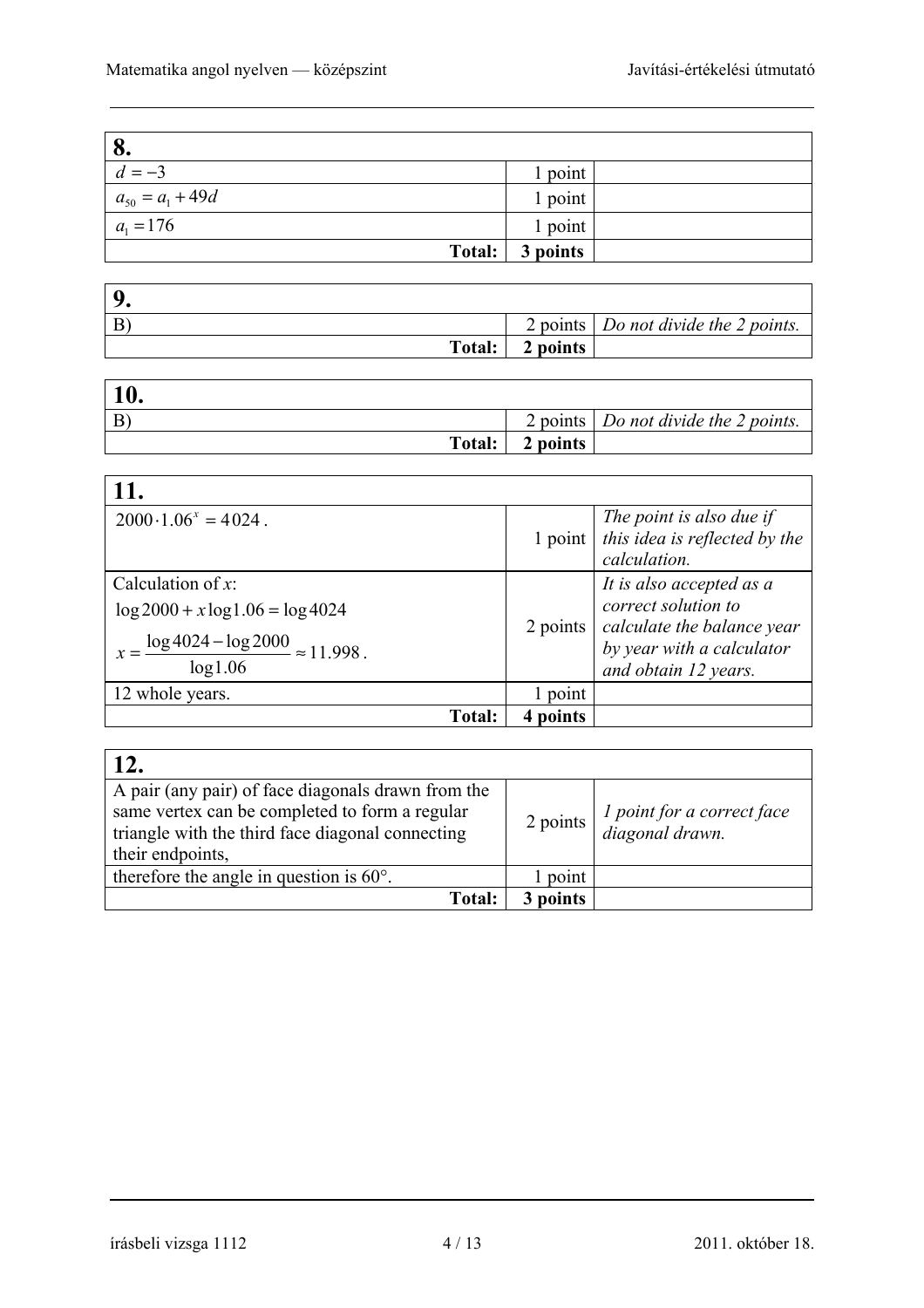| **8.** | | |
|---|---|---|
| $d = -3$ | 1 point | |
| $a_{50} = a_1 + 49d$ | 1 point | |
| $a_1 = 176$ | 1 point | |
| **Total:** | **3 points** | |

| **9.** | | |
|---|---|---|
| B) | 2 points | *Do not divide the 2 points.* |
| **Total:** | **2 points** | |

| **10.** | | |
|---|---|---|
| B) | 2 points | *Do not divide the 2 points.* |
| **Total:** | **2 points** | |

| **11.** | | |
|---|---|---|
| $2000 \cdot 1.06^x = 4024$. | 1 point | *The point is also due if this idea is reflected by the calculation.* |
| Calculation of $x$: $\log 2000 + x \log 1.06 = \log 4024$ $x = \dfrac{\log 4024 - \log 2000}{\log 1.06} \approx 11.998$. | 2 points | *It is also accepted as a correct solution to calculate the balance year by year with a calculator and obtain 12 years.* |
| 12 whole years. | 1 point | |
| **Total:** | **4 points** | |

| **12.** | | |
|---|---|---|
| A pair (any pair) of face diagonals drawn from the same vertex can be completed to form a regular triangle with the third face diagonal connecting their endpoints, | 2 points | *1 point for a correct face diagonal drawn.* |
| therefore the angle in question is 60°. | 1 point | |
| **Total:** | **3 points** | |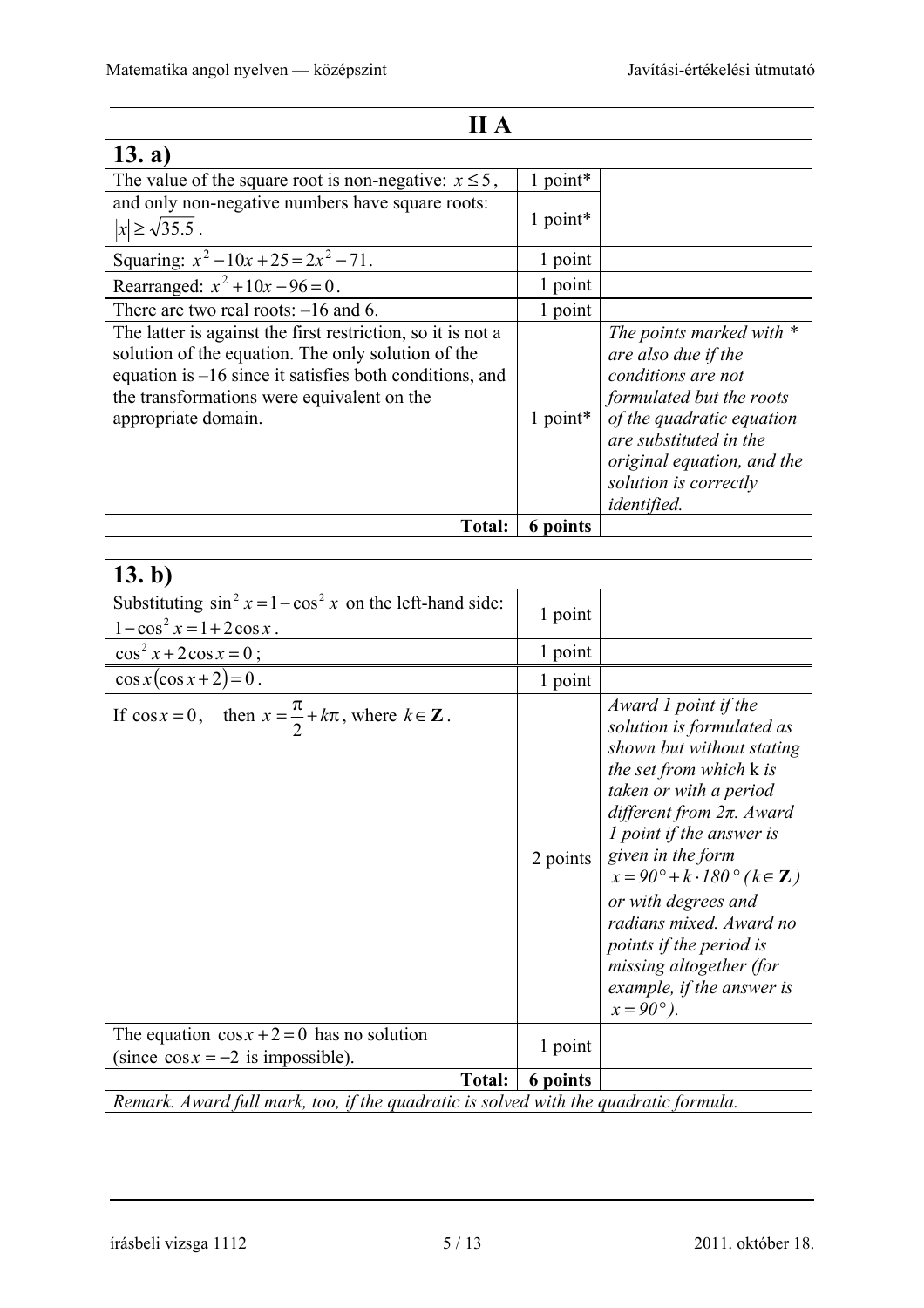# II A

| **13. a)** | | |
|---|---|---|
| The value of the square root is non-negative: $x \le 5$, | 1 point* | |
| and only non-negative numbers have square roots: $\|x\| \ge \sqrt{35.5}$. | 1 point* | |
| Squaring: $x^2 - 10x + 25 = 2x^2 - 71$. | 1 point | |
| Rearranged: $x^2 + 10x - 96 = 0$. | 1 point | |
| There are two real roots: –16 and 6. | 1 point | |
| The latter is against the first restriction, so it is not a solution of the equation. The only solution of the equation is –16 since it satisfies both conditions, and the transformations were equivalent on the appropriate domain. | 1 point* | *The points marked with * are also due if the conditions are not formulated but the roots of the quadratic equation are substituted in the original equation, and the solution is correctly identified.* |
| **Total:** | **6 points** | |

| **13. b)** | | |
|---|---|---|
| Substituting $\sin^2 x = 1 - \cos^2 x$ on the left-hand side: $1 - \cos^2 x = 1 + 2\cos x$. | 1 point | |
| $\cos^2 x + 2\cos x = 0$; | 1 point | |
| $\cos x(\cos x + 2) = 0$. | 1 point | |
| If $\cos x = 0$, then $x = \frac{\pi}{2} + k\pi$, where $k \in \mathbf{Z}$. | 2 points | *Award 1 point if the solution is formulated as shown but without stating the set from which* k *is taken or with a period different from 2π. Award 1 point if the answer is given in the form $x = 90° + k \cdot 180°$ $(k \in \mathbf{Z})$ or with degrees and radians mixed. Award no points if the period is missing altogether (for example, if the answer is $x = 90°$).* |
| The equation $\cos x + 2 = 0$ has no solution (since $\cos x = -2$ is impossible). | 1 point | |
| **Total:** | **6 points** | |

*Remark. Award full mark, too, if the quadratic is solved with the quadratic formula.*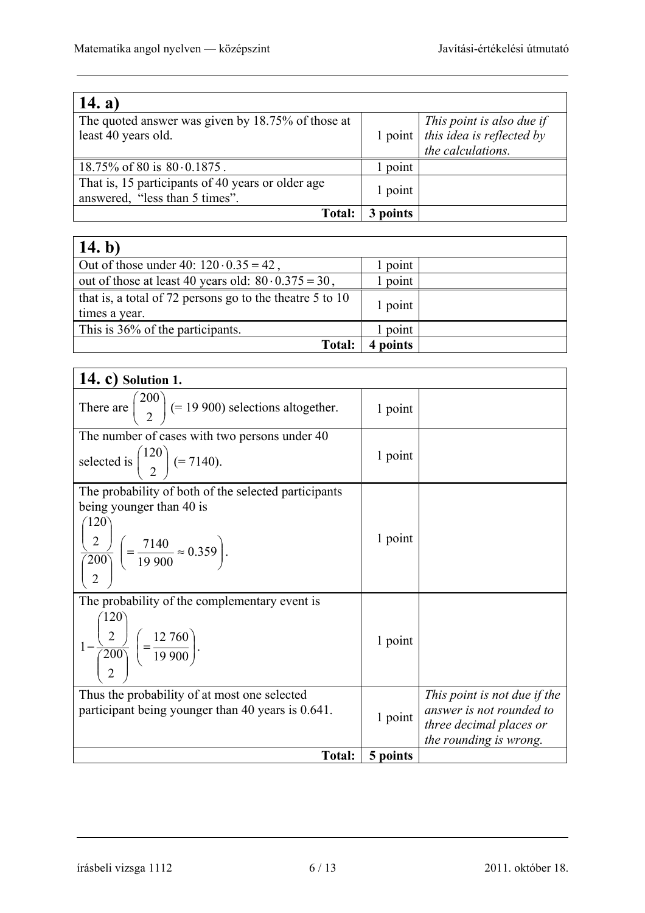| **14. a)** | | |
|---|---|---|
| The quoted answer was given by 18.75% of those at least 40 years old. | 1 point | *This point is also due if this idea is reflected by the calculations.* |
| 18.75% of 80 is $80 \cdot 0.1875$. | 1 point | |
| That is, 15 participants of 40 years or older age answered, “less than 5 times”. | 1 point | |
| **Total:** | **3 points** | |

| **14. b)** | | |
|---|---|---|
| Out of those under 40: $120 \cdot 0.35 = 42$, | 1 point | |
| out of those at least 40 years old: $80 \cdot 0.375 = 30$, | 1 point | |
| that is, a total of 72 persons go to the theatre 5 to 10 times a year. | 1 point | |
| This is 36% of the participants. | 1 point | |
| **Total:** | **4 points** | |

| **14. c) Solution 1.** | | |
|---|---|---|
| There are $\binom{200}{2}$ (= 19 900) selections altogether. | 1 point | |
| The number of cases with two persons under 40 selected is $\binom{120}{2}$ (= 7140). | 1 point | |
| The probability of both of the selected participants being younger than 40 is $\dfrac{\binom{120}{2}}{\binom{200}{2}} \left(= \dfrac{7140}{19\,900} \approx 0.359\right)$. | 1 point | |
| The probability of the complementary event is $1 - \dfrac{\binom{120}{2}}{\binom{200}{2}} \left(= \dfrac{12\,760}{19\,900}\right)$. | 1 point | |
| Thus the probability of at most one selected participant being younger than 40 years is 0.641. | 1 point | *This point is not due if the answer is not rounded to three decimal places or the rounding is wrong.* |
| **Total:** | **5 points** | |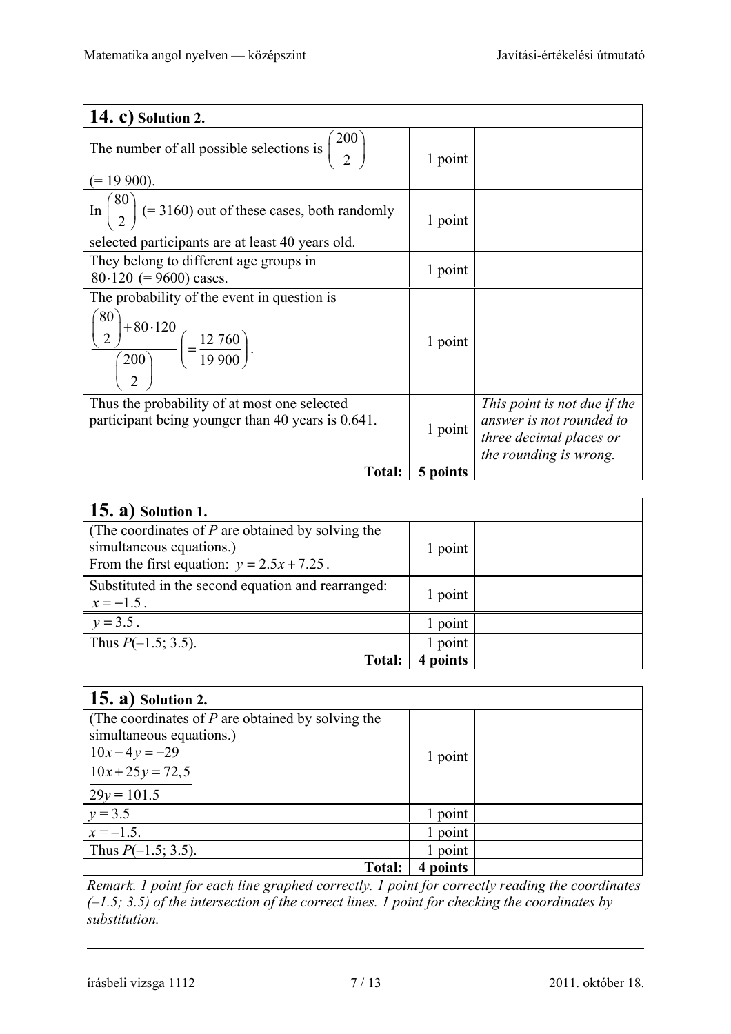| **14. c)** **Solution 2.** | | |
|---|---|---|
| The number of all possible selections is $\binom{200}{2}$ (= 19 900). | 1 point | |
| In $\binom{80}{2}$ (= 3160) out of these cases, both randomly selected participants are at least 40 years old. | 1 point | |
| They belong to different age groups in $80 \cdot 120$ (= 9600) cases. | 1 point | |
| The probability of the event in question is $\dfrac{\binom{80}{2} + 80 \cdot 120}{\binom{200}{2}} \left( = \dfrac{12\ 760}{19\ 900} \right)$. | 1 point | |
| Thus the probability of at most one selected participant being younger than 40 years is 0.641. | 1 point | *This point is not due if the answer is not rounded to three decimal places or the rounding is wrong.* |
| **Total:** | **5 points** | |

| **15. a)** **Solution 1.** | | |
|---|---|---|
| (The coordinates of $P$ are obtained by solving the simultaneous equations.) From the first equation: $y = 2.5x + 7.25$. | 1 point | |
| Substituted in the second equation and rearranged: $x = -1.5$. | 1 point | |
| $y = 3.5$. | 1 point | |
| Thus $P(-1.5; 3.5)$. | 1 point | |
| **Total:** | **4 points** | |

| **15. a)** **Solution 2.** | | |
|---|---|---|
| (The coordinates of $P$ are obtained by solving the simultaneous equations.) $10x - 4y = -29$; $10x + 25y = 72,5$; $29y = 101.5$ | 1 point | |
| $y = 3.5$ | 1 point | |
| $x = -1.5$. | 1 point | |
| Thus $P(-1.5; 3.5)$. | 1 point | |
| **Total:** | **4 points** | |

*Remark. 1 point for each line graphed correctly. 1 point for correctly reading the coordinates (–1.5; 3.5) of the intersection of the correct lines. 1 point for checking the coordinates by substitution.*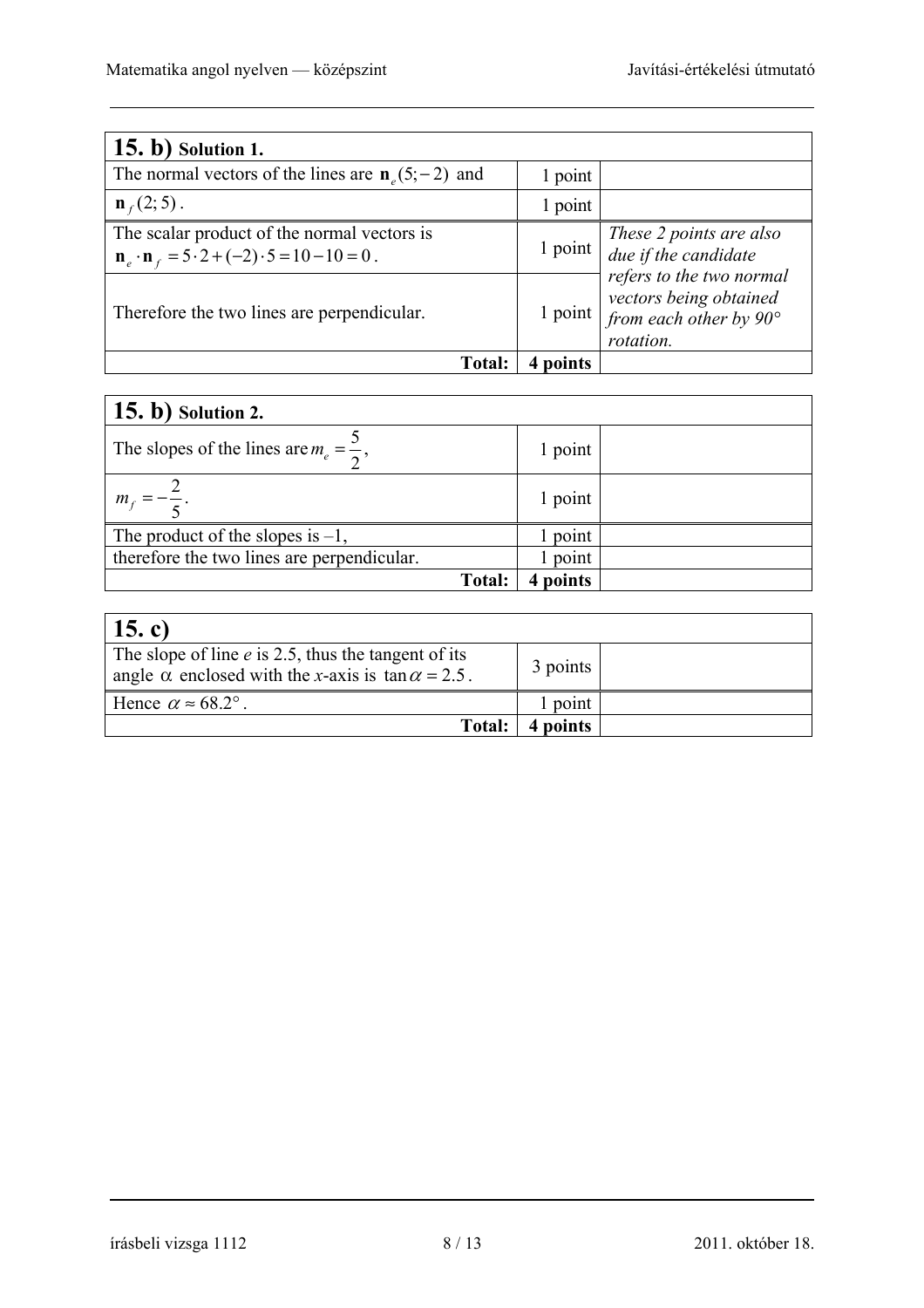| **15. b)** **Solution 1.** | | |
|---|---|---|
| The normal vectors of the lines are $\mathbf{n}_e(5;-2)$ and | 1 point | |
| $\mathbf{n}_f(2;5)$. | 1 point | |
| The scalar product of the normal vectors is $\mathbf{n}_e \cdot \mathbf{n}_f = 5 \cdot 2 + (-2) \cdot 5 = 10 - 10 = 0$. | 1 point | *These 2 points are also due if the candidate refers to the two normal vectors being obtained from each other by 90° rotation.* |
| Therefore the two lines are perpendicular. | 1 point | |
| **Total:** | **4 points** | |

| **15. b)** **Solution 2.** | | |
|---|---|---|
| The slopes of the lines are $m_e = \frac{5}{2}$, | 1 point | |
| $m_f = -\frac{2}{5}$. | 1 point | |
| The product of the slopes is –1, | 1 point | |
| therefore the two lines are perpendicular. | 1 point | |
| **Total:** | **4 points** | |

| **15. c)** | | |
|---|---|---|
| The slope of line *e* is 2.5, thus the tangent of its angle $\alpha$ enclosed with the *x*-axis is $\tan\alpha = 2.5$. | 3 points | |
| Hence $\alpha \approx 68.2°$. | 1 point | |
| **Total:** | **4 points** | |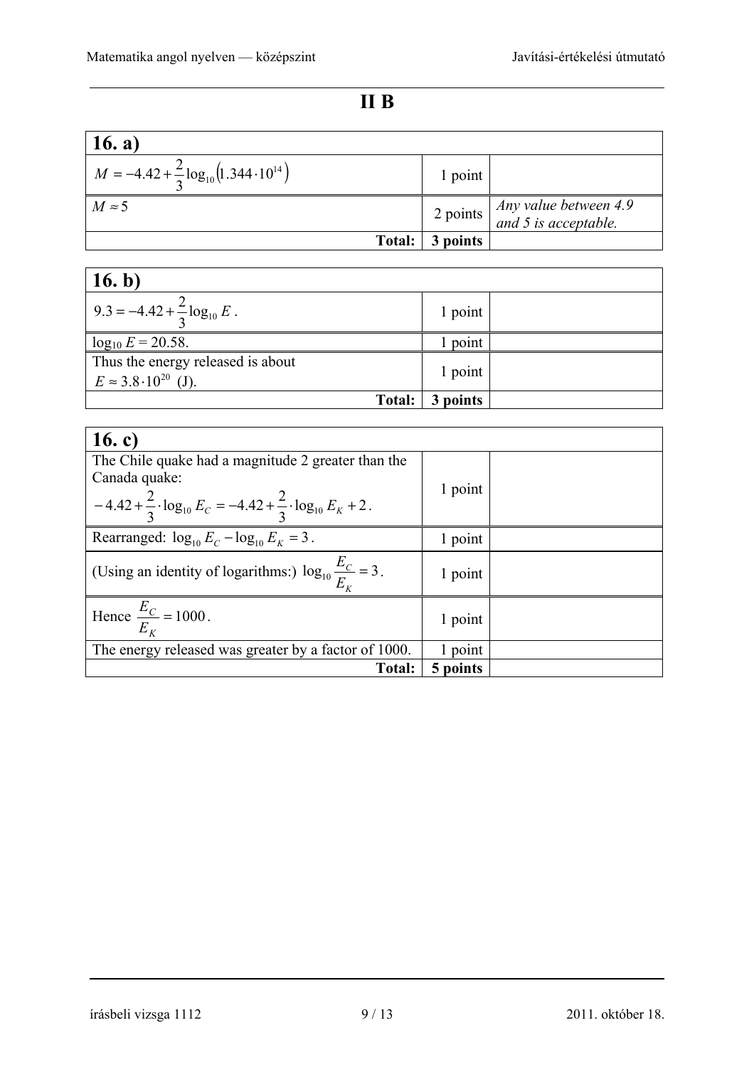# II B

| 16. a) | | |
|---|---|---|
| $M = -4.42 + \frac{2}{3}\log_{10}\left(1.344 \cdot 10^{14}\right)$ | 1 point | |
| $M \approx 5$ | 2 points | *Any value between 4.9 and 5 is acceptable.* |
| **Total:** | **3 points** | |

| 16. b) | | |
|---|---|---|
| $9.3 = -4.42 + \frac{2}{3}\log_{10} E$ . | 1 point | |
| $\log_{10} E = 20.58$. | 1 point | |
| Thus the energy released is about $E \approx 3.8 \cdot 10^{20}$ (J). | 1 point | |
| **Total:** | **3 points** | |

| 16. c) | | |
|---|---|---|
| The Chile quake had a magnitude 2 greater than the Canada quake: $-4.42 + \frac{2}{3} \cdot \log_{10} E_C = -4.42 + \frac{2}{3} \cdot \log_{10} E_K + 2$ . | 1 point | |
| Rearranged: $\log_{10} E_C - \log_{10} E_K = 3$ . | 1 point | |
| (Using an identity of logarithms:) $\log_{10} \frac{E_C}{E_K} = 3$ . | 1 point | |
| Hence $\frac{E_C}{E_K} = 1000$ . | 1 point | |
| The energy released was greater by a factor of 1000. | 1 point | |
| **Total:** | **5 points** | |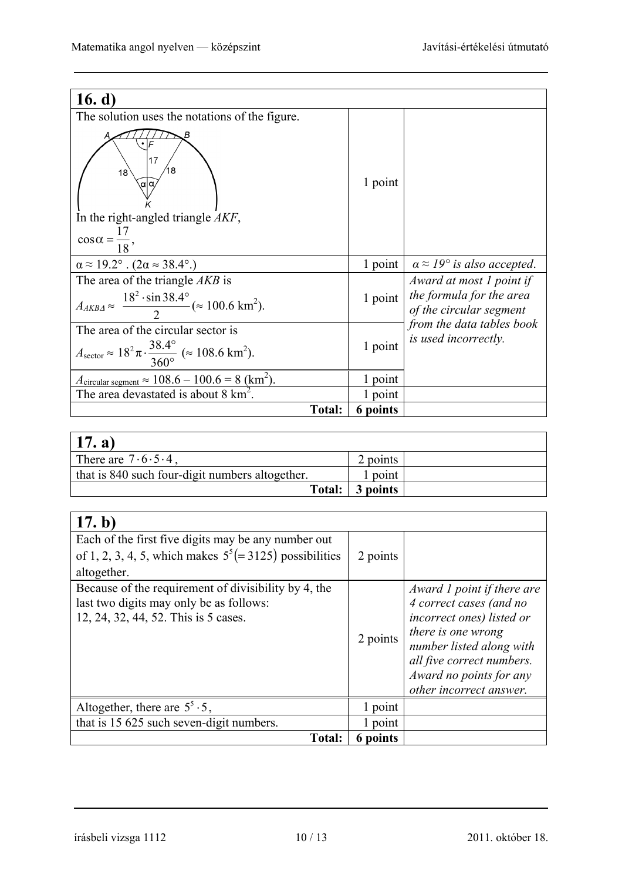## 16. d)

| | | |
|---|---|---|
| The solution uses the notations of the figure. In the right-angled triangle $AKF$, $\cos\alpha = \frac{17}{18}$, | 1 point | |
| $\alpha \approx 19.2°$ . ($2\alpha \approx 38.4°$.) | 1 point | *$\alpha \approx 19°$ is also accepted.* |
| The area of the triangle $AKB$ is $A_{AKB\Delta} \approx \frac{18^2 \cdot \sin 38.4°}{2}$ ($\approx 100.6$ km$^2$). | 1 point | *Award at most 1 point if the formula for the area of the circular segment from the data tables book is used incorrectly.* |
| The area of the circular sector is $A_{\text{sector}} \approx 18^2 \pi \cdot \frac{38.4°}{360°}$ ($\approx 108.6$ km$^2$). | 1 point | |
| $A_{\text{circular segment}} \approx 108.6 - 100.6 = 8$ (km$^2$). | 1 point | |
| The area devastated is about 8 km$^2$. | 1 point | |
| **Total:** | **6 points** | |

## 17. a)

| | | |
|---|---|---|
| There are $7 \cdot 6 \cdot 5 \cdot 4$, | 2 points | |
| that is 840 such four-digit numbers altogether. | 1 point | |
| **Total:** | **3 points** | |

## 17. b)

| | | |
|---|---|---|
| Each of the first five digits may be any number out of 1, 2, 3, 4, 5, which makes $5^5 (= 3125)$ possibilities altogether. | 2 points | |
| Because of the requirement of divisibility by 4, the last two digits may only be as follows: 12, 24, 32, 44, 52. This is 5 cases. | 2 points | *Award 1 point if there are 4 correct cases (and no incorrect ones) listed or there is one wrong number listed along with all five correct numbers. Award no points for any other incorrect answer.* |
| Altogether, there are $5^5 \cdot 5$, | 1 point | |
| that is 15 625 such seven-digit numbers. | 1 point | |
| **Total:** | **6 points** | |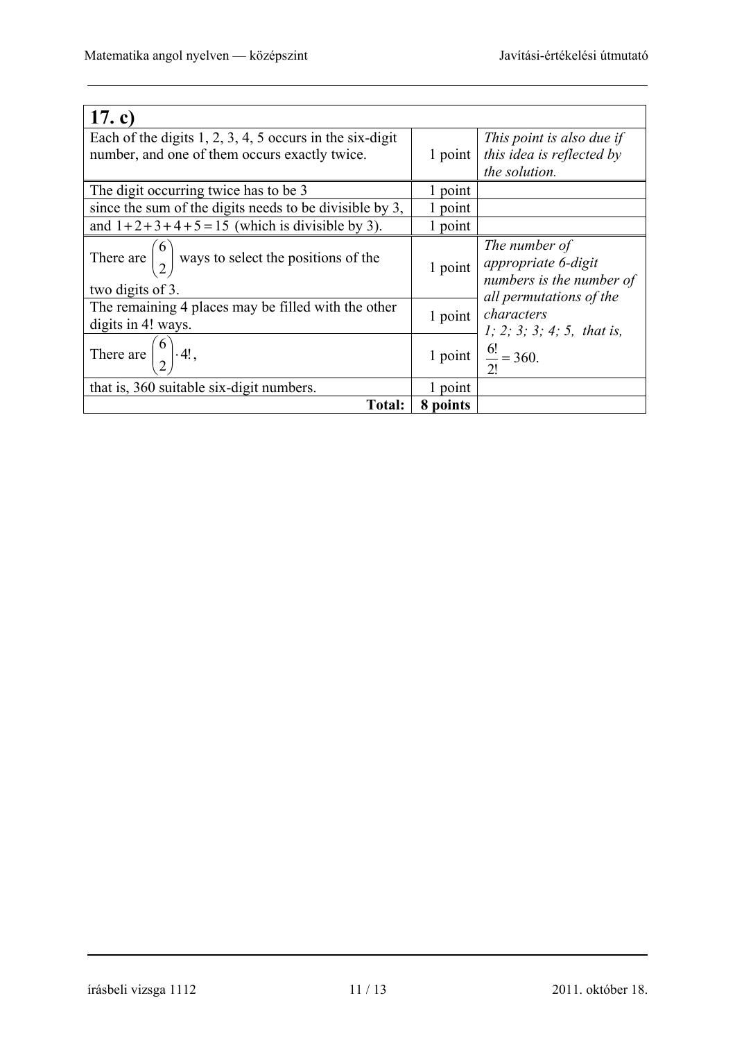| 17. c) | | |
|---|---|---|
| Each of the digits 1, 2, 3, 4, 5 occurs in the six-digit number, and one of them occurs exactly twice. | 1 point | *This point is also due if this idea is reflected by the solution.* |
| The digit occurring twice has to be 3 | 1 point | |
| since the sum of the digits needs to be divisible by 3, | 1 point | |
| and $1+2+3+4+5=15$ (which is divisible by 3). | 1 point | |
| There are $\binom{6}{2}$ ways to select the positions of the two digits of 3. | 1 point | *The number of appropriate 6-digit numbers is the number of all permutations of the characters 1; 2; 3; 3; 4; 5, that is,* $\frac{6!}{2!}=360$. |
| The remaining 4 places may be filled with the other digits in 4! ways. | 1 point | |
| There are $\binom{6}{2}\cdot 4!$, | 1 point | |
| that is, 360 suitable six-digit numbers. | 1 point | |
| **Total:** | **8 points** | |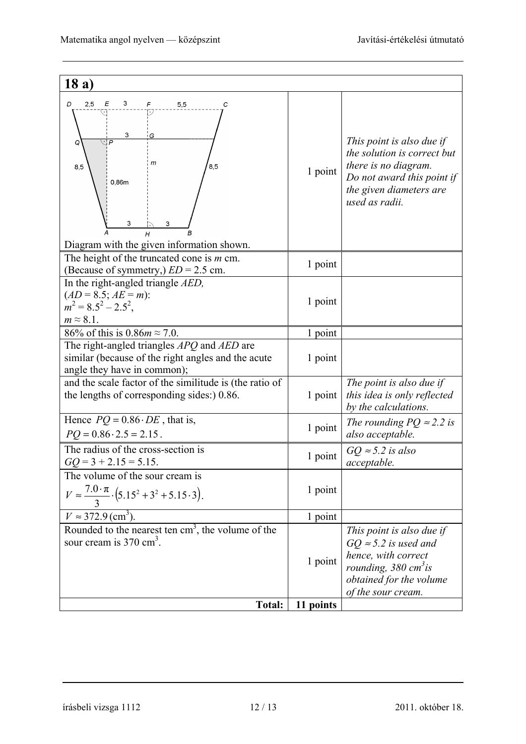| **18 a)** | | |
|---|---|---|
| Diagram with the given information shown. | 1 point | *This point is also due if the solution is correct but there is no diagram. Do not award this point if the given diameters are used as radii.* |
| The height of the truncated cone is $m$ cm. (Because of symmetry,) $ED = 2.5$ cm. | 1 point | |
| In the right-angled triangle $AED$, ($AD = 8.5$; $AE = m$): $m^2 = 8.5^2 - 2.5^2$, $m \approx 8.1$. | 1 point | |
| 86% of this is $0.86m \approx 7.0$. | 1 point | |
| The right-angled triangles $APQ$ and $AED$ are similar (because of the right angles and the acute angle they have in common); | 1 point | |
| and the scale factor of the similitude is (the ratio of the lengths of corresponding sides:) 0.86. | 1 point | *The point is also due if this idea is only reflected by the calculations.* |
| Hence $PQ = 0.86 \cdot DE$, that is, $PQ = 0.86 \cdot 2.5 = 2.15$. | 1 point | *The rounding $PQ \approx 2.2$ is also acceptable.* |
| The radius of the cross-section is $GQ = 3 + 2.15 = 5.15$. | 1 point | *$GQ \approx 5.2$ is also acceptable.* |
| The volume of the sour cream is $V \approx \frac{7.0 \cdot \pi}{3} \cdot \left(5.15^2 + 3^2 + 5.15 \cdot 3\right)$. | 1 point | |
| $V \approx 372.9$ (cm$^3$). | 1 point | |
| Rounded to the nearest ten cm$^3$, the volume of the sour cream is 370 cm$^3$. | 1 point | *This point is also due if $GQ \approx 5.2$ is used and hence, with correct rounding, 380 cm$^3$ is obtained for the volume of the sour cream.* |
| **Total:** | **11 points** | |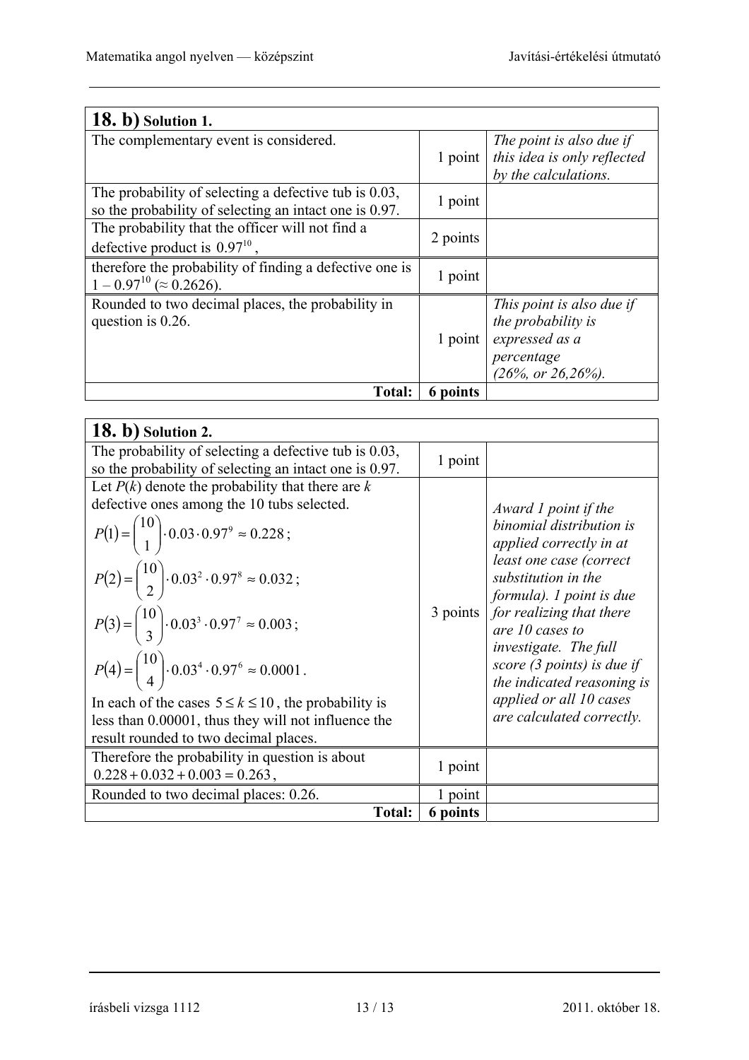| **18. b)** Solution 1. | | |
|---|---|---|
| The complementary event is considered. | 1 point | *The point is also due if this idea is only reflected by the calculations.* |
| The probability of selecting a defective tub is 0.03, so the probability of selecting an intact one is 0.97. | 1 point | |
| The probability that the officer will not find a defective product is $0.97^{10}$, | 2 points | |
| therefore the probability of finding a defective one is $1 - 0.97^{10}$ ($\approx 0.2626$). | 1 point | |
| Rounded to two decimal places, the probability in question is 0.26. | 1 point | *This point is also due if the probability is expressed as a percentage (26%, or 26,26%).* |
| **Total:** | **6 points** | |

| **18. b)** Solution 2. | | |
|---|---|---|
| The probability of selecting a defective tub is 0.03, so the probability of selecting an intact one is 0.97. | 1 point | |
| Let $P(k)$ denote the probability that there are $k$ defective ones among the 10 tubs selected. $P(1) = \binom{10}{1} \cdot 0.03 \cdot 0.97^9 \approx 0.228$; $P(2) = \binom{10}{2} \cdot 0.03^2 \cdot 0.97^8 \approx 0.032$; $P(3) = \binom{10}{3} \cdot 0.03^3 \cdot 0.97^7 \approx 0.003$; $P(4) = \binom{10}{4} \cdot 0.03^4 \cdot 0.97^6 \approx 0.0001$. In each of the cases $5 \le k \le 10$, the probability is less than 0.00001, thus they will not influence the result rounded to two decimal places. | 3 points | *Award 1 point if the binomial distribution is applied correctly in at least one case (correct substitution in the formula). 1 point is due for realizing that there are 10 cases to investigate. The full score (3 points) is due if the indicated reasoning is applied or all 10 cases are calculated correctly.* |
| Therefore the probability in question is about $0.228 + 0.032 + 0.003 = 0.263$, | 1 point | |
| Rounded to two decimal places: 0.26. | 1 point | |
| **Total:** | **6 points** | |